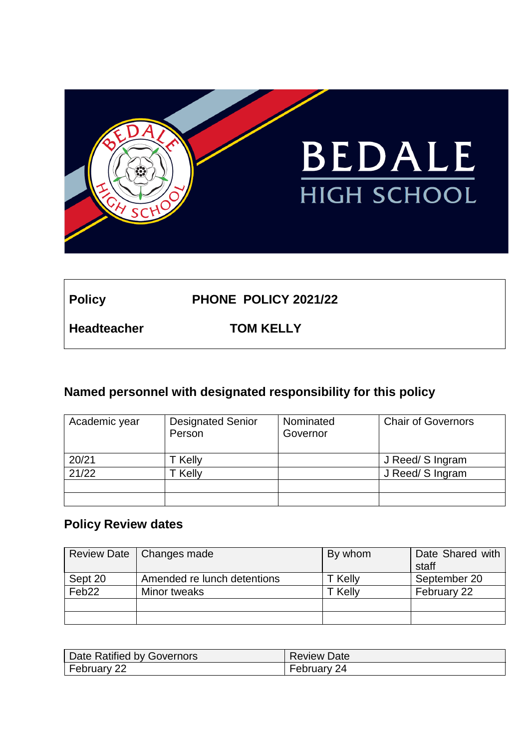BEDALE HIGH SCHOOL

| **Policy** | **PHONE POLICY 2021/22** |
|---|---|
| **Headteacher** | **TOM KELLY** |

## Named personnel with designated responsibility for this policy

| Academic year | Designated Senior Person | Nominated Governor | Chair of Governors |
|---|---|---|---|
| 20/21 | T Kelly | | J Reed/ S Ingram |
| 21/22 | T Kelly | | J Reed/ S Ingram |
| | | | |
| | | | |

## Policy Review dates

| Review Date | Changes made | By whom | Date Shared with staff |
|---|---|---|---|
| Sept 20 | Amended re lunch detentions | T Kelly | September 20 |
| Feb22 | Minor tweaks | T Kelly | February 22 |
| | | | |
| | | | |

| Date Ratified by Governors | Review Date |
|---|---|
| February 22 | February 24 |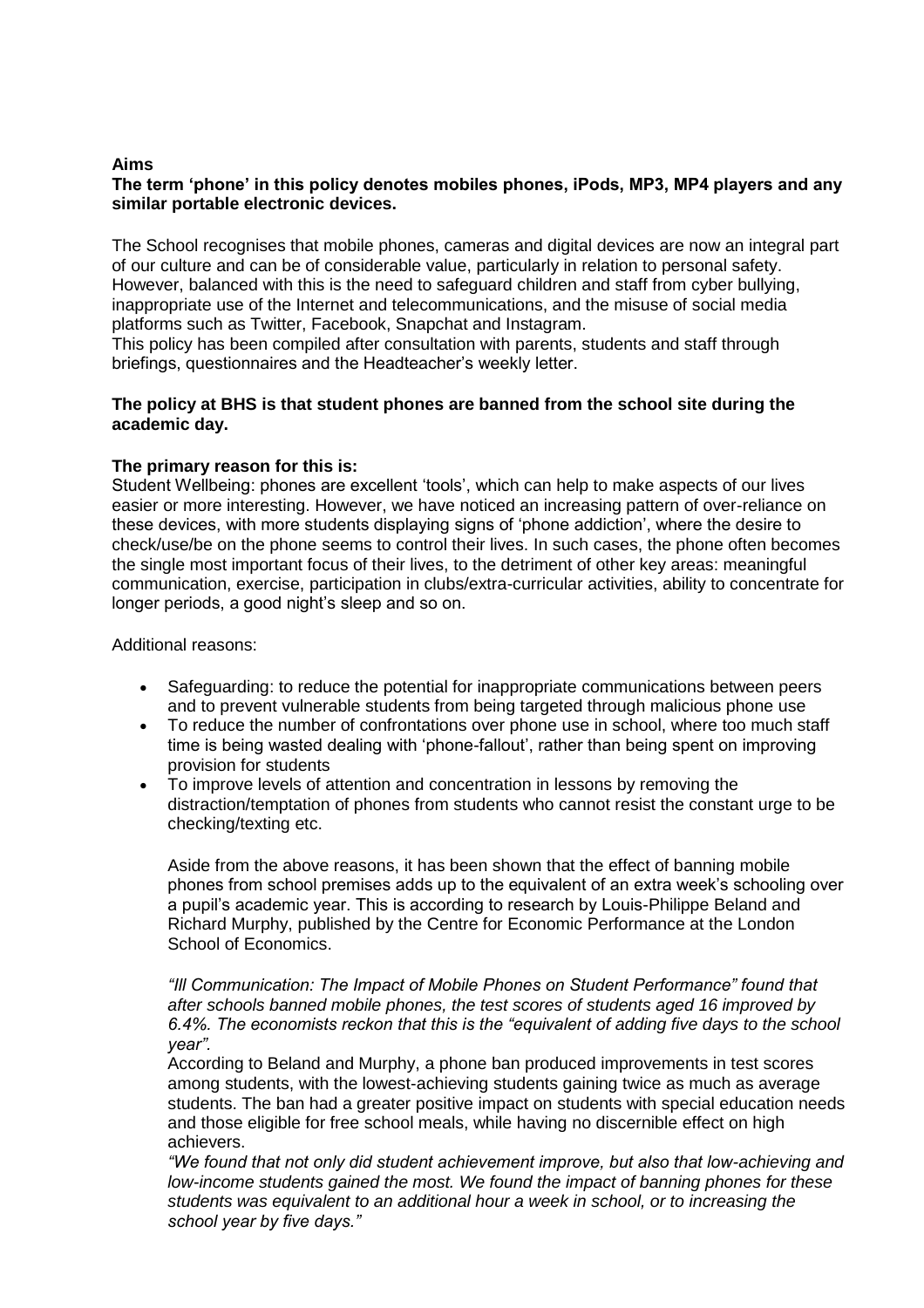**Aims**

**The term 'phone' in this policy denotes mobiles phones, iPods, MP3, MP4 players and any similar portable electronic devices.**

The School recognises that mobile phones, cameras and digital devices are now an integral part of our culture and can be of considerable value, particularly in relation to personal safety. However, balanced with this is the need to safeguard children and staff from cyber bullying, inappropriate use of the Internet and telecommunications, and the misuse of social media platforms such as Twitter, Facebook, Snapchat and Instagram.

This policy has been compiled after consultation with parents, students and staff through briefings, questionnaires and the Headteacher's weekly letter.

**The policy at BHS is that student phones are banned from the school site during the academic day.**

**The primary reason for this is:**

Student Wellbeing: phones are excellent 'tools', which can help to make aspects of our lives easier or more interesting. However, we have noticed an increasing pattern of over-reliance on these devices, with more students displaying signs of 'phone addiction', where the desire to check/use/be on the phone seems to control their lives. In such cases, the phone often becomes the single most important focus of their lives, to the detriment of other key areas: meaningful communication, exercise, participation in clubs/extra-curricular activities, ability to concentrate for longer periods, a good night's sleep and so on.

Additional reasons:

- Safeguarding: to reduce the potential for inappropriate communications between peers and to prevent vulnerable students from being targeted through malicious phone use
- To reduce the number of confrontations over phone use in school, where too much staff time is being wasted dealing with 'phone-fallout', rather than being spent on improving provision for students
- To improve levels of attention and concentration in lessons by removing the distraction/temptation of phones from students who cannot resist the constant urge to be checking/texting etc.

Aside from the above reasons, it has been shown that the effect of banning mobile phones from school premises adds up to the equivalent of an extra week's schooling over a pupil's academic year. This is according to research by Louis-Philippe Beland and Richard Murphy, published by the Centre for Economic Performance at the London School of Economics.

*"Ill Communication: The Impact of Mobile Phones on Student Performance" found that after schools banned mobile phones, the test scores of students aged 16 improved by 6.4%. The economists reckon that this is the "equivalent of adding five days to the school year".*

According to Beland and Murphy, a phone ban produced improvements in test scores among students, with the lowest-achieving students gaining twice as much as average students. The ban had a greater positive impact on students with special education needs and those eligible for free school meals, while having no discernible effect on high achievers.

*"We found that not only did student achievement improve, but also that low-achieving and low-income students gained the most. We found the impact of banning phones for these students was equivalent to an additional hour a week in school, or to increasing the school year by five days."*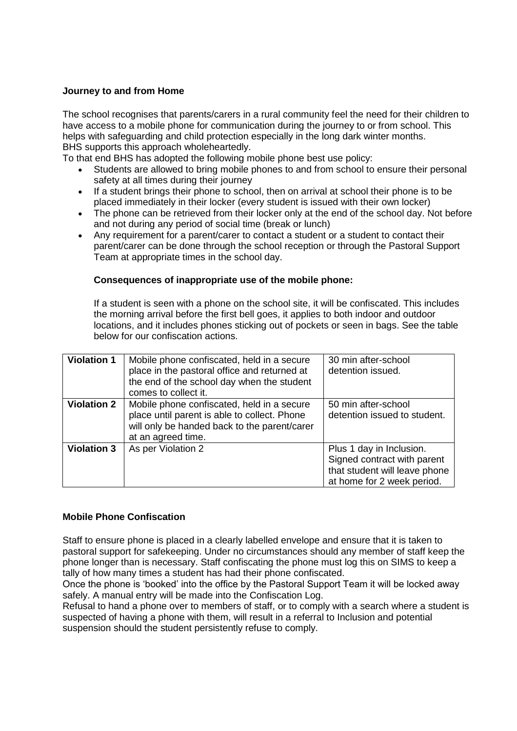**Journey to and from Home**

The school recognises that parents/carers in a rural community feel the need for their children to have access to a mobile phone for communication during the journey to or from school. This helps with safeguarding and child protection especially in the long dark winter months. BHS supports this approach wholeheartedly.

To that end BHS has adopted the following mobile phone best use policy:

- Students are allowed to bring mobile phones to and from school to ensure their personal safety at all times during their journey
- If a student brings their phone to school, then on arrival at school their phone is to be placed immediately in their locker (every student is issued with their own locker)
- The phone can be retrieved from their locker only at the end of the school day. Not before and not during any period of social time (break or lunch)
- Any requirement for a parent/carer to contact a student or a student to contact their parent/carer can be done through the school reception or through the Pastoral Support Team at appropriate times in the school day.

**Consequences of inappropriate use of the mobile phone:**

If a student is seen with a phone on the school site, it will be confiscated. This includes the morning arrival before the first bell goes, it applies to both indoor and outdoor locations, and it includes phones sticking out of pockets or seen in bags. See the table below for our confiscation actions.

| | | |
|---|---|---|
| **Violation 1** | Mobile phone confiscated, held in a secure place in the pastoral office and returned at the end of the school day when the student comes to collect it. | 30 min after-school detention issued. |
| **Violation 2** | Mobile phone confiscated, held in a secure place until parent is able to collect. Phone will only be handed back to the parent/carer at an agreed time. | 50 min after-school detention issued to student. |
| **Violation 3** | As per Violation 2 | Plus 1 day in Inclusion. Signed contract with parent that student will leave phone at home for 2 week period. |

**Mobile Phone Confiscation**

Staff to ensure phone is placed in a clearly labelled envelope and ensure that it is taken to pastoral support for safekeeping. Under no circumstances should any member of staff keep the phone longer than is necessary. Staff confiscating the phone must log this on SIMS to keep a tally of how many times a student has had their phone confiscated.

Once the phone is 'booked' into the office by the Pastoral Support Team it will be locked away safely. A manual entry will be made into the Confiscation Log.

Refusal to hand a phone over to members of staff, or to comply with a search where a student is suspected of having a phone with them, will result in a referral to Inclusion and potential suspension should the student persistently refuse to comply.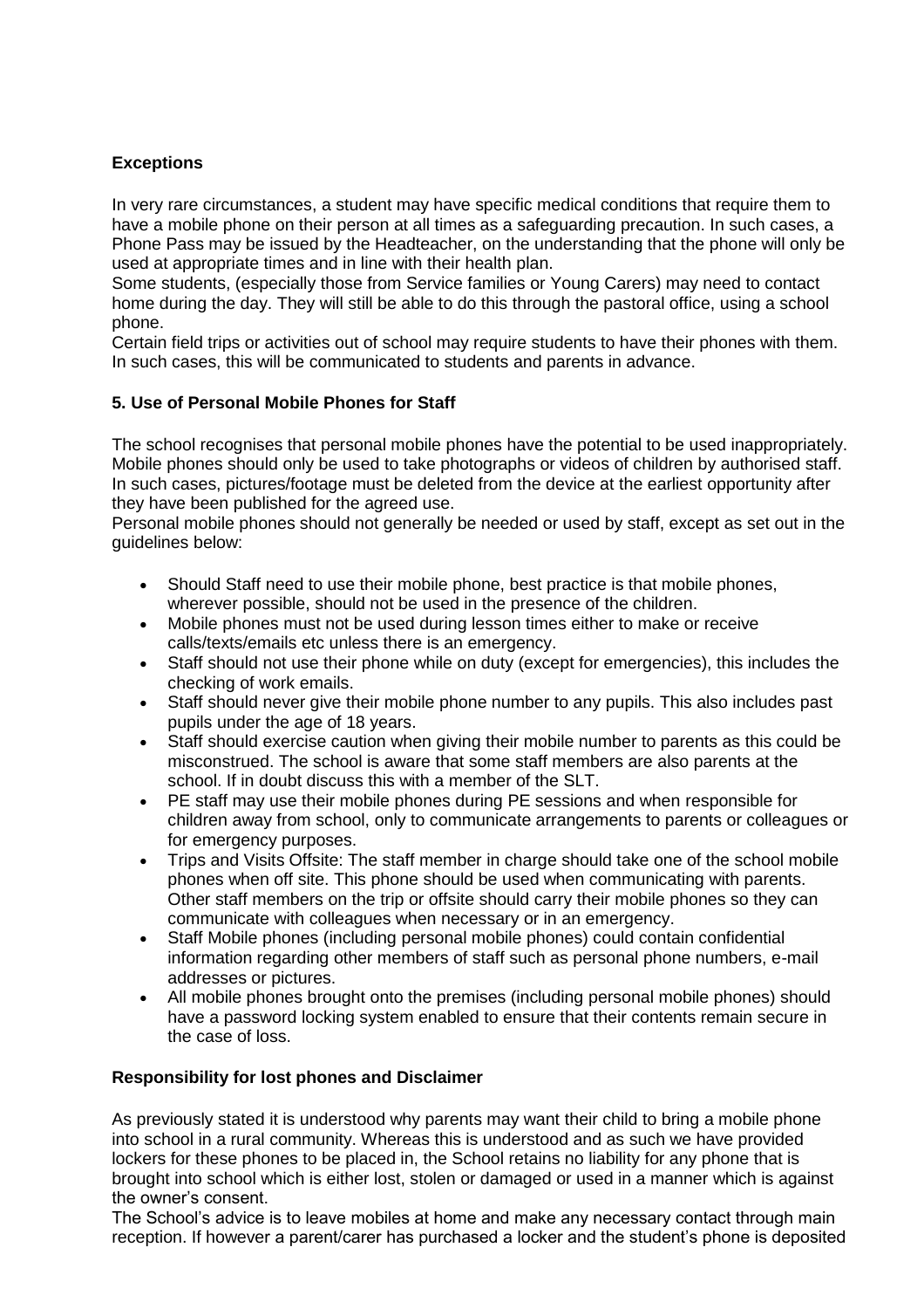**Exceptions**

In very rare circumstances, a student may have specific medical conditions that require them to have a mobile phone on their person at all times as a safeguarding precaution. In such cases, a Phone Pass may be issued by the Headteacher, on the understanding that the phone will only be used at appropriate times and in line with their health plan.
Some students, (especially those from Service families or Young Carers) may need to contact home during the day. They will still be able to do this through the pastoral office, using a school phone.
Certain field trips or activities out of school may require students to have their phones with them. In such cases, this will be communicated to students and parents in advance.

**5. Use of Personal Mobile Phones for Staff**

The school recognises that personal mobile phones have the potential to be used inappropriately. Mobile phones should only be used to take photographs or videos of children by authorised staff. In such cases, pictures/footage must be deleted from the device at the earliest opportunity after they have been published for the agreed use.
Personal mobile phones should not generally be needed or used by staff, except as set out in the guidelines below:

- Should Staff need to use their mobile phone, best practice is that mobile phones, wherever possible, should not be used in the presence of the children.
- Mobile phones must not be used during lesson times either to make or receive calls/texts/emails etc unless there is an emergency.
- Staff should not use their phone while on duty (except for emergencies), this includes the checking of work emails.
- Staff should never give their mobile phone number to any pupils. This also includes past pupils under the age of 18 years.
- Staff should exercise caution when giving their mobile number to parents as this could be misconstrued. The school is aware that some staff members are also parents at the school. If in doubt discuss this with a member of the SLT.
- PE staff may use their mobile phones during PE sessions and when responsible for children away from school, only to communicate arrangements to parents or colleagues or for emergency purposes.
- Trips and Visits Offsite: The staff member in charge should take one of the school mobile phones when off site. This phone should be used when communicating with parents. Other staff members on the trip or offsite should carry their mobile phones so they can communicate with colleagues when necessary or in an emergency.
- Staff Mobile phones (including personal mobile phones) could contain confidential information regarding other members of staff such as personal phone numbers, e-mail addresses or pictures.
- All mobile phones brought onto the premises (including personal mobile phones) should have a password locking system enabled to ensure that their contents remain secure in the case of loss.

**Responsibility for lost phones and Disclaimer**

As previously stated it is understood why parents may want their child to bring a mobile phone into school in a rural community. Whereas this is understood and as such we have provided lockers for these phones to be placed in, the School retains no liability for any phone that is brought into school which is either lost, stolen or damaged or used in a manner which is against the owner's consent.
The School's advice is to leave mobiles at home and make any necessary contact through main reception. If however a parent/carer has purchased a locker and the student's phone is deposited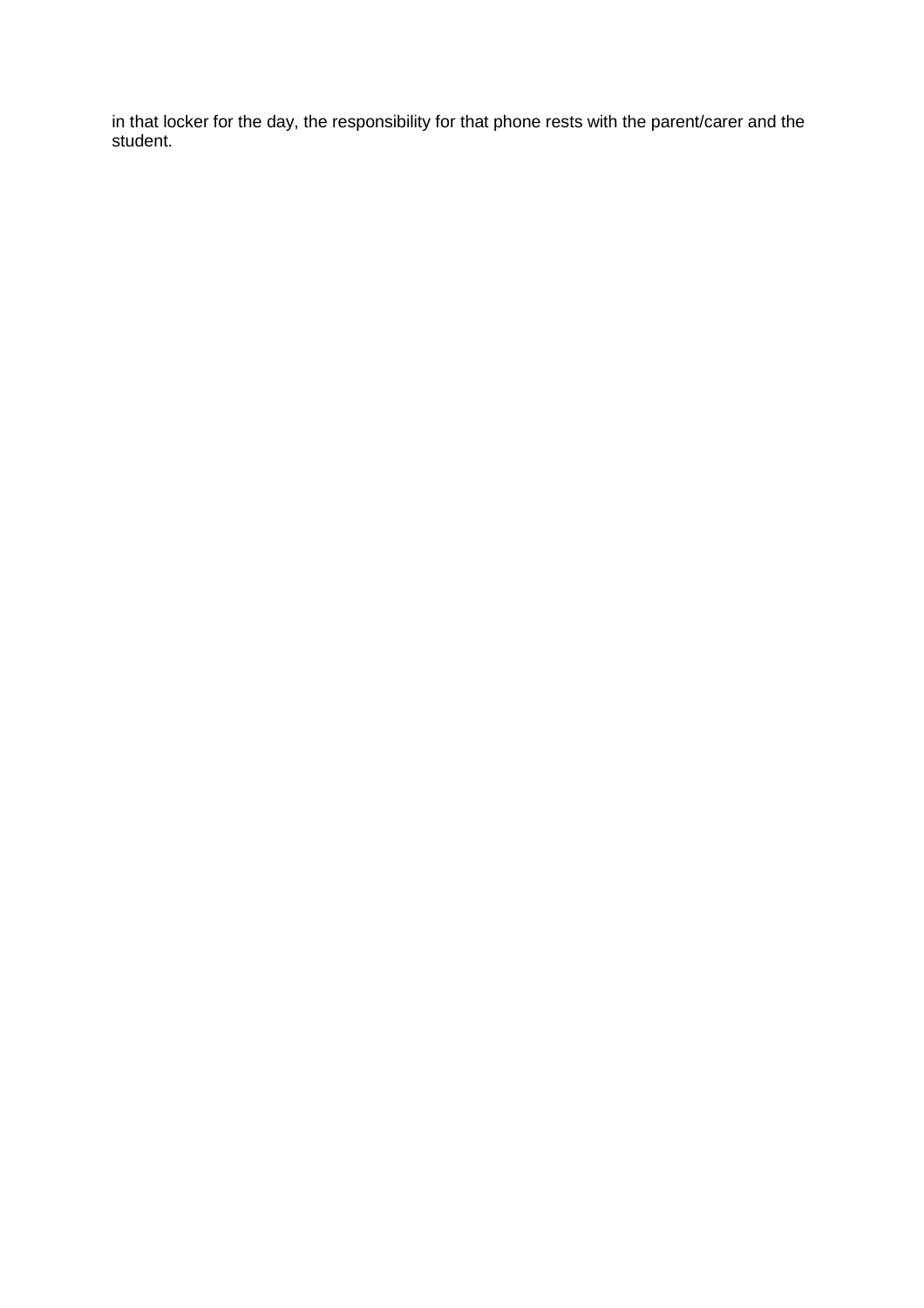in that locker for the day, the responsibility for that phone rests with the parent/carer and the student.